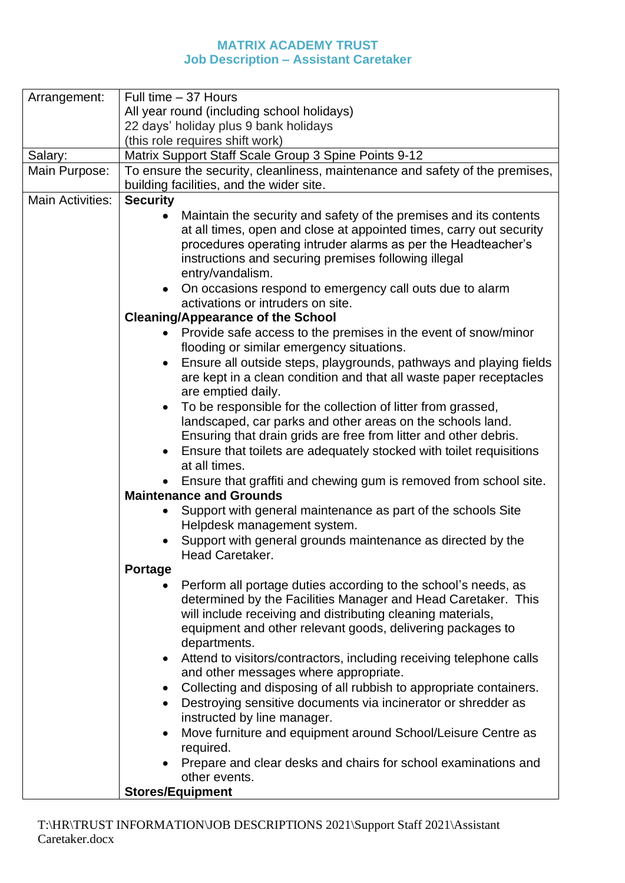**MATRIX ACADEMY TRUST**
**Job Description – Assistant Caretaker**

| | |
|---|---|
| Arrangement: | Full time – 37 Hours<br>All year round (including school holidays)<br>22 days' holiday plus 9 bank holidays<br>(this role requires shift work) |
| Salary: | Matrix Support Staff Scale Group 3 Spine Points 9-12 |
| Main Purpose: | To ensure the security, cleanliness, maintenance and safety of the premises, building facilities, and the wider site. |
| Main Activities: | **Security**<br>• Maintain the security and safety of the premises and its contents at all times, open and close at appointed times, carry out security procedures operating intruder alarms as per the Headteacher's instructions and securing premises following illegal entry/vandalism.<br>• On occasions respond to emergency call outs due to alarm activations or intruders on site.<br>**Cleaning/Appearance of the School**<br>• Provide safe access to the premises in the event of snow/minor flooding or similar emergency situations.<br>• Ensure all outside steps, playgrounds, pathways and playing fields are kept in a clean condition and that all waste paper receptacles are emptied daily.<br>• To be responsible for the collection of litter from grassed, landscaped, car parks and other areas on the schools land. Ensuring that drain grids are free from litter and other debris.<br>• Ensure that toilets are adequately stocked with toilet requisitions at all times.<br>• Ensure that graffiti and chewing gum is removed from school site.<br>**Maintenance and Grounds**<br>• Support with general maintenance as part of the schools Site Helpdesk management system.<br>• Support with general grounds maintenance as directed by the Head Caretaker.<br>**Portage**<br>• Perform all portage duties according to the school's needs, as determined by the Facilities Manager and Head Caretaker. This will include receiving and distributing cleaning materials, equipment and other relevant goods, delivering packages to departments.<br>• Attend to visitors/contractors, including receiving telephone calls and other messages where appropriate.<br>• Collecting and disposing of all rubbish to appropriate containers.<br>• Destroying sensitive documents via incinerator or shredder as instructed by line manager.<br>• Move furniture and equipment around School/Leisure Centre as required.<br>• Prepare and clear desks and chairs for school examinations and other events.<br>**Stores/Equipment** |

T:\HR\TRUST INFORMATION\JOB DESCRIPTIONS 2021\Support Staff 2021\Assistant Caretaker.docx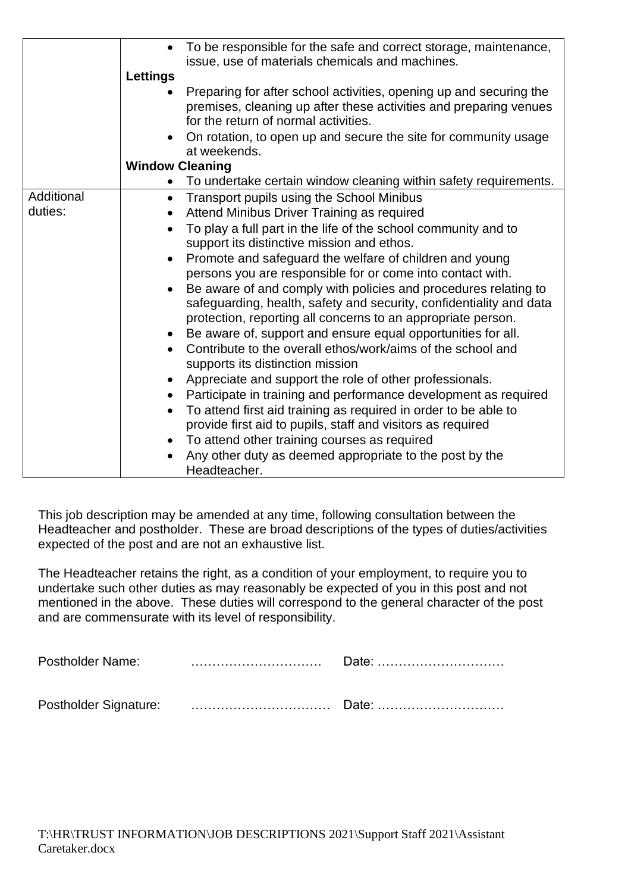| | |
|---|---|
| | • To be responsible for the safe and correct storage, maintenance, issue, use of materials chemicals and machines.<br>**Lettings**<br>• Preparing for after school activities, opening up and securing the premises, cleaning up after these activities and preparing venues for the return of normal activities.<br>• On rotation, to open up and secure the site for community usage at weekends.<br>**Window Cleaning**<br>• To undertake certain window cleaning within safety requirements. |
| Additional duties: | • Transport pupils using the School Minibus<br>• Attend Minibus Driver Training as required<br>• To play a full part in the life of the school community and to support its distinctive mission and ethos.<br>• Promote and safeguard the welfare of children and young persons you are responsible for or come into contact with.<br>• Be aware of and comply with policies and procedures relating to safeguarding, health, safety and security, confidentiality and data protection, reporting all concerns to an appropriate person.<br>• Be aware of, support and ensure equal opportunities for all.<br>• Contribute to the overall ethos/work/aims of the school and supports its distinction mission<br>• Appreciate and support the role of other professionals.<br>• Participate in training and performance development as required<br>• To attend first aid training as required in order to be able to provide first aid to pupils, staff and visitors as required<br>• To attend other training courses as required<br>• Any other duty as deemed appropriate to the post by the Headteacher. |

This job description may be amended at any time, following consultation between the Headteacher and postholder. These are broad descriptions of the types of duties/activities expected of the post and are not an exhaustive list.

The Headteacher retains the right, as a condition of your employment, to require you to undertake such other duties as may reasonably be expected of you in this post and not mentioned in the above. These duties will correspond to the general character of the post and are commensurate with its level of responsibility.

Postholder Name: …………………………. Date: …………………………

Postholder Signature: …………………………… Date: …………………………

T:\HR\TRUST INFORMATION\JOB DESCRIPTIONS 2021\Support Staff 2021\Assistant Caretaker.docx